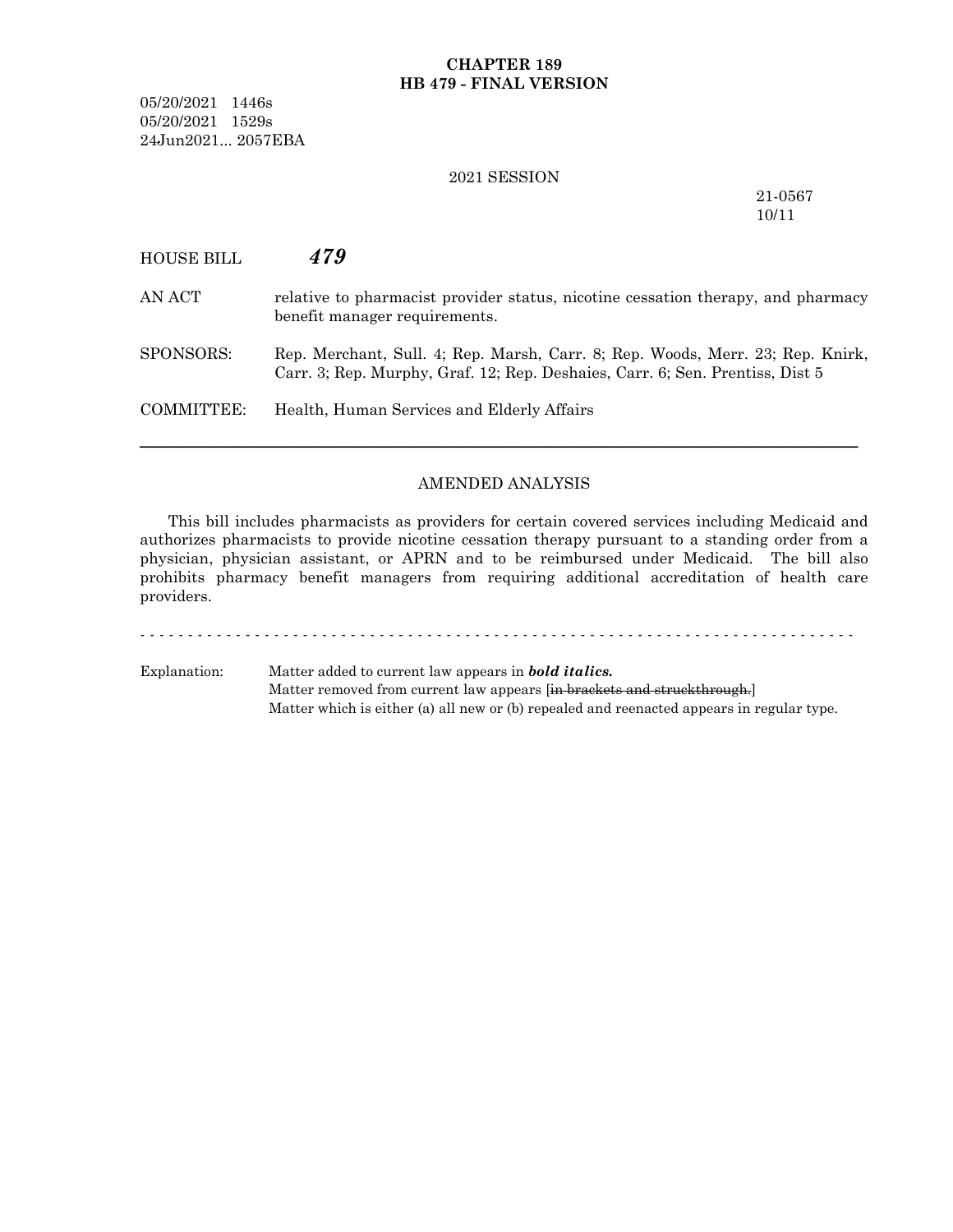**CHAPTER 189**
**HB 479 - FINAL VERSION**

05/20/2021 1446s
05/20/2021 1529s
24Jun2021... 2057EBA

2021 SESSION

21-0567
10/11

HOUSE BILL ***479***

AN ACT relative to pharmacist provider status, nicotine cessation therapy, and pharmacy benefit manager requirements.

SPONSORS: Rep. Merchant, Sull. 4; Rep. Marsh, Carr. 8; Rep. Woods, Merr. 23; Rep. Knirk, Carr. 3; Rep. Murphy, Graf. 12; Rep. Deshaies, Carr. 6; Sen. Prentiss, Dist 5

COMMITTEE: Health, Human Services and Elderly Affairs

---

AMENDED ANALYSIS

This bill includes pharmacists as providers for certain covered services including Medicaid and authorizes pharmacists to provide nicotine cessation therapy pursuant to a standing order from a physician, physician assistant, or APRN and to be reimbursed under Medicaid. The bill also prohibits pharmacy benefit managers from requiring additional accreditation of health care providers.

- - - - - - - - - - - - - - - - - - - - - - - - - - - - - - - - - - - - - - - - - - - - - - - - - - - - - - - - - - -

Explanation: Matter added to current law appears in ***bold italics.***
Matter removed from current law appears [~~in brackets and struckthrough.~~]
Matter which is either (a) all new or (b) repealed and reenacted appears in regular type.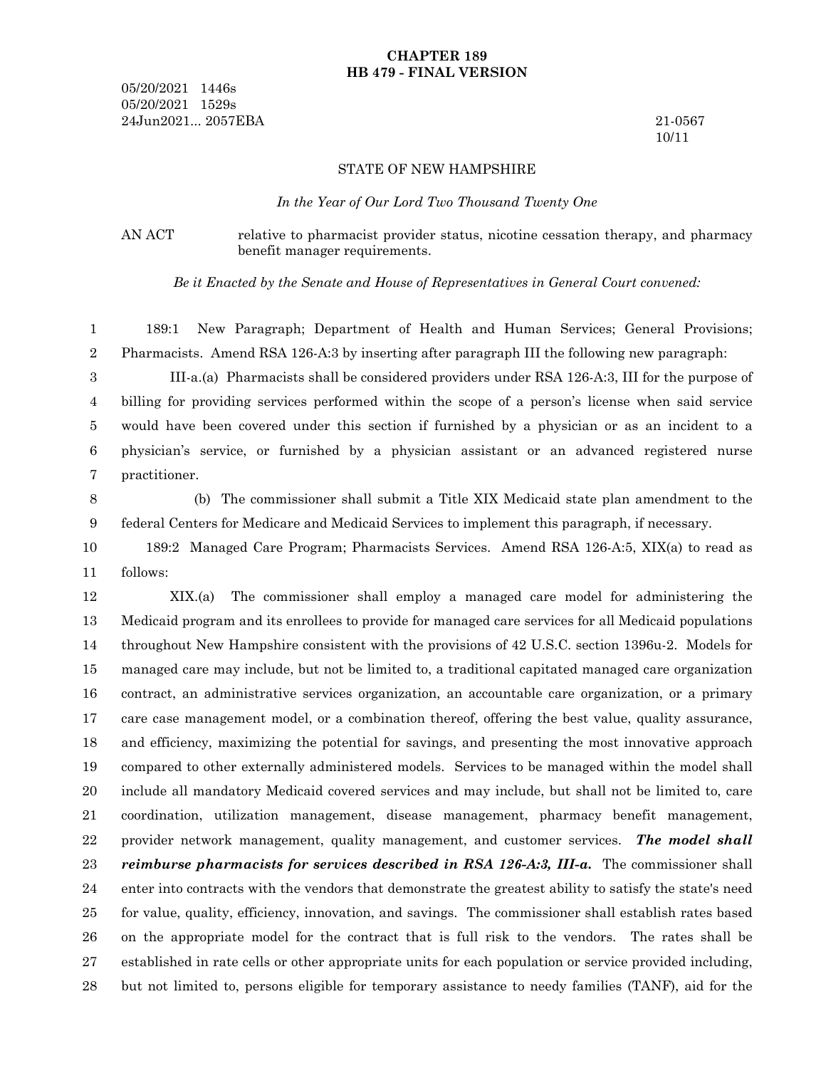**CHAPTER 189**
**HB 479 - FINAL VERSION**

05/20/2021 1446s
05/20/2021 1529s
24Jun2021... 2057EBA

21-0567
10/11

STATE OF NEW HAMPSHIRE

*In the Year of Our Lord Two Thousand Twenty One*

AN ACT relative to pharmacist provider status, nicotine cessation therapy, and pharmacy benefit manager requirements.

*Be it Enacted by the Senate and House of Representatives in General Court convened:*

189:1 New Paragraph; Department of Health and Human Services; General Provisions; Pharmacists. Amend RSA 126-A:3 by inserting after paragraph III the following new paragraph:

III-a.(a) Pharmacists shall be considered providers under RSA 126-A:3, III for the purpose of billing for providing services performed within the scope of a person's license when said service would have been covered under this section if furnished by a physician or as an incident to a physician's service, or furnished by a physician assistant or an advanced registered nurse practitioner.

(b) The commissioner shall submit a Title XIX Medicaid state plan amendment to the federal Centers for Medicare and Medicaid Services to implement this paragraph, if necessary.

189:2 Managed Care Program; Pharmacists Services. Amend RSA 126-A:5, XIX(a) to read as follows:

XIX.(a) The commissioner shall employ a managed care model for administering the Medicaid program and its enrollees to provide for managed care services for all Medicaid populations throughout New Hampshire consistent with the provisions of 42 U.S.C. section 1396u-2. Models for managed care may include, but not be limited to, a traditional capitated managed care organization contract, an administrative services organization, an accountable care organization, or a primary care case management model, or a combination thereof, offering the best value, quality assurance, and efficiency, maximizing the potential for savings, and presenting the most innovative approach compared to other externally administered models. Services to be managed within the model shall include all mandatory Medicaid covered services and may include, but shall not be limited to, care coordination, utilization management, disease management, pharmacy benefit management, provider network management, quality management, and customer services. ***The model shall reimburse pharmacists for services described in RSA 126-A:3, III-a.*** The commissioner shall enter into contracts with the vendors that demonstrate the greatest ability to satisfy the state's need for value, quality, efficiency, innovation, and savings. The commissioner shall establish rates based on the appropriate model for the contract that is full risk to the vendors. The rates shall be established in rate cells or other appropriate units for each population or service provided including, but not limited to, persons eligible for temporary assistance to needy families (TANF), aid for the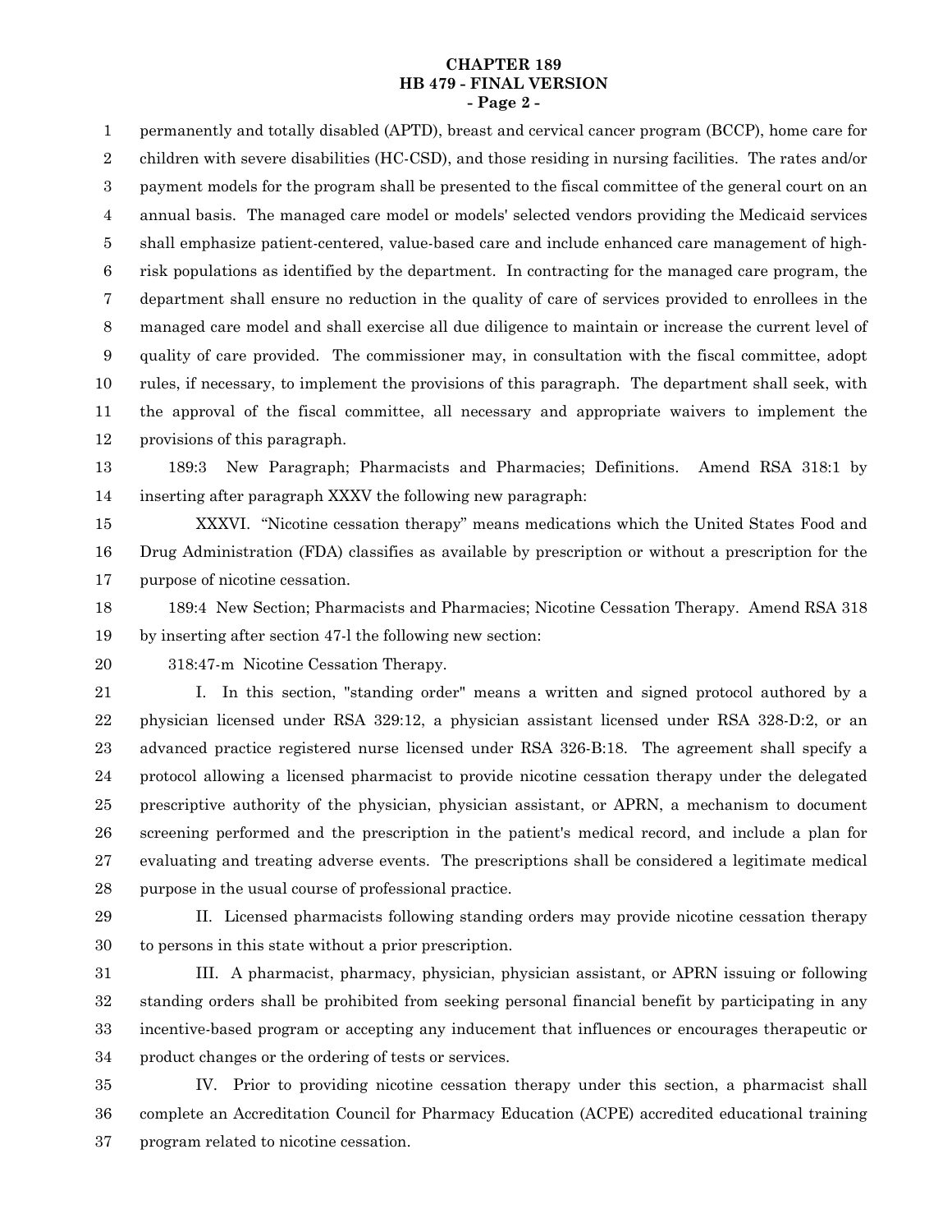permanently and totally disabled (APTD), breast and cervical cancer program (BCCP), home care for children with severe disabilities (HC-CSD), and those residing in nursing facilities. The rates and/or payment models for the program shall be presented to the fiscal committee of the general court on an annual basis. The managed care model or models' selected vendors providing the Medicaid services shall emphasize patient-centered, value-based care and include enhanced care management of high-risk populations as identified by the department. In contracting for the managed care program, the department shall ensure no reduction in the quality of care of services provided to enrollees in the managed care model and shall exercise all due diligence to maintain or increase the current level of quality of care provided. The commissioner may, in consultation with the fiscal committee, adopt rules, if necessary, to implement the provisions of this paragraph. The department shall seek, with the approval of the fiscal committee, all necessary and appropriate waivers to implement the provisions of this paragraph.

189:3 New Paragraph; Pharmacists and Pharmacies; Definitions. Amend RSA 318:1 by inserting after paragraph XXXV the following new paragraph:

XXXVI. "Nicotine cessation therapy" means medications which the United States Food and Drug Administration (FDA) classifies as available by prescription or without a prescription for the purpose of nicotine cessation.

189:4 New Section; Pharmacists and Pharmacies; Nicotine Cessation Therapy. Amend RSA 318 by inserting after section 47-l the following new section:

318:47-m Nicotine Cessation Therapy.

I. In this section, "standing order" means a written and signed protocol authored by a physician licensed under RSA 329:12, a physician assistant licensed under RSA 328-D:2, or an advanced practice registered nurse licensed under RSA 326-B:18. The agreement shall specify a protocol allowing a licensed pharmacist to provide nicotine cessation therapy under the delegated prescriptive authority of the physician, physician assistant, or APRN, a mechanism to document screening performed and the prescription in the patient's medical record, and include a plan for evaluating and treating adverse events. The prescriptions shall be considered a legitimate medical purpose in the usual course of professional practice.

II. Licensed pharmacists following standing orders may provide nicotine cessation therapy to persons in this state without a prior prescription.

III. A pharmacist, pharmacy, physician, physician assistant, or APRN issuing or following standing orders shall be prohibited from seeking personal financial benefit by participating in any incentive-based program or accepting any inducement that influences or encourages therapeutic or product changes or the ordering of tests or services.

IV. Prior to providing nicotine cessation therapy under this section, a pharmacist shall complete an Accreditation Council for Pharmacy Education (ACPE) accredited educational training program related to nicotine cessation.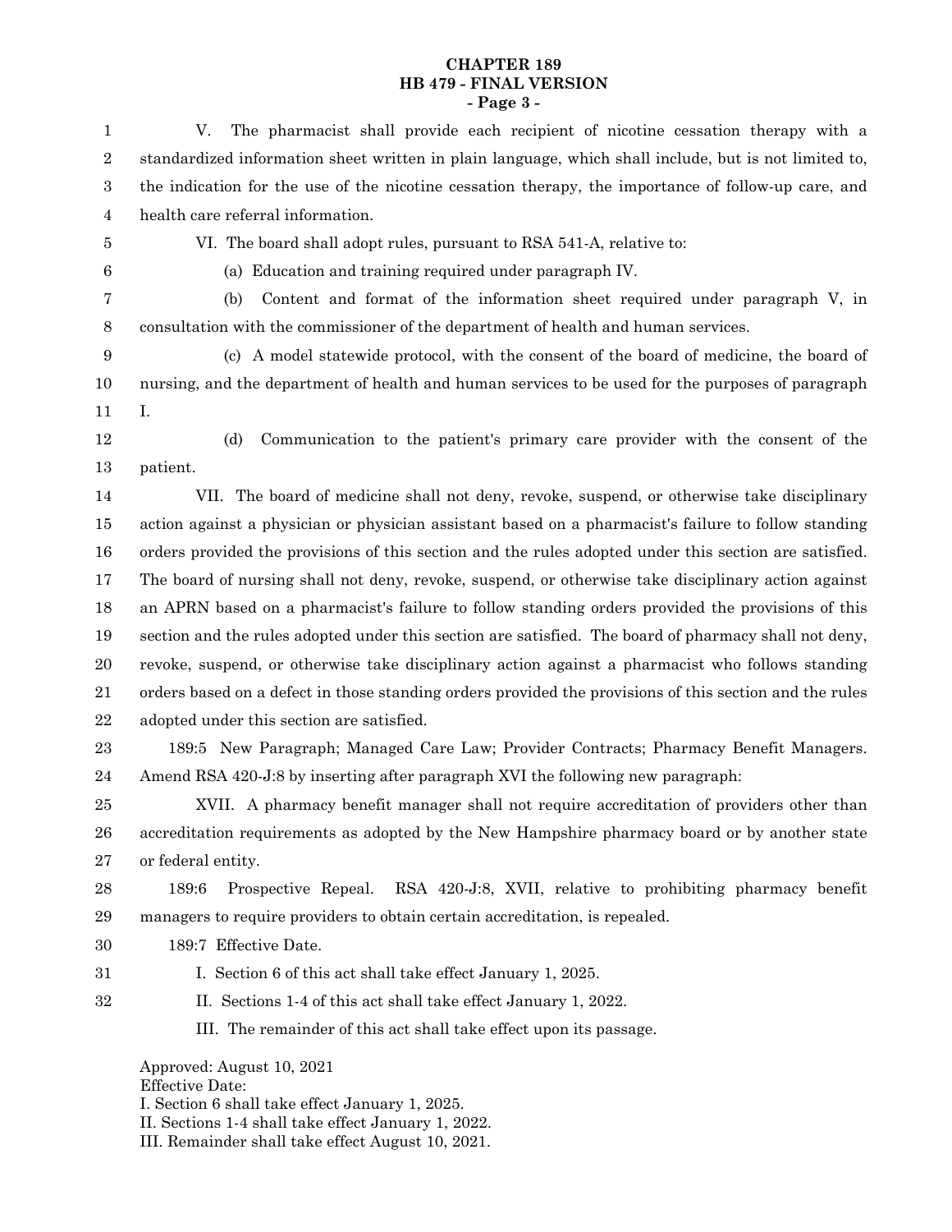V. The pharmacist shall provide each recipient of nicotine cessation therapy with a standardized information sheet written in plain language, which shall include, but is not limited to, the indication for the use of the nicotine cessation therapy, the importance of follow-up care, and health care referral information.

VI. The board shall adopt rules, pursuant to RSA 541-A, relative to:

(a) Education and training required under paragraph IV.

(b) Content and format of the information sheet required under paragraph V, in consultation with the commissioner of the department of health and human services.

(c) A model statewide protocol, with the consent of the board of medicine, the board of nursing, and the department of health and human services to be used for the purposes of paragraph I.

(d) Communication to the patient's primary care provider with the consent of the patient.

VII. The board of medicine shall not deny, revoke, suspend, or otherwise take disciplinary action against a physician or physician assistant based on a pharmacist's failure to follow standing orders provided the provisions of this section and the rules adopted under this section are satisfied. The board of nursing shall not deny, revoke, suspend, or otherwise take disciplinary action against an APRN based on a pharmacist's failure to follow standing orders provided the provisions of this section and the rules adopted under this section are satisfied. The board of pharmacy shall not deny, revoke, suspend, or otherwise take disciplinary action against a pharmacist who follows standing orders based on a defect in those standing orders provided the provisions of this section and the rules adopted under this section are satisfied.

189:5 New Paragraph; Managed Care Law; Provider Contracts; Pharmacy Benefit Managers. Amend RSA 420-J:8 by inserting after paragraph XVI the following new paragraph:

XVII. A pharmacy benefit manager shall not require accreditation of providers other than accreditation requirements as adopted by the New Hampshire pharmacy board or by another state or federal entity.

189:6 Prospective Repeal. RSA 420-J:8, XVII, relative to prohibiting pharmacy benefit managers to require providers to obtain certain accreditation, is repealed.

189:7 Effective Date.

I. Section 6 of this act shall take effect January 1, 2025.

II. Sections 1-4 of this act shall take effect January 1, 2022.

III. The remainder of this act shall take effect upon its passage.

Approved: August 10, 2021
Effective Date:
I. Section 6 shall take effect January 1, 2025.
II. Sections 1-4 shall take effect January 1, 2022.
III. Remainder shall take effect August 10, 2021.